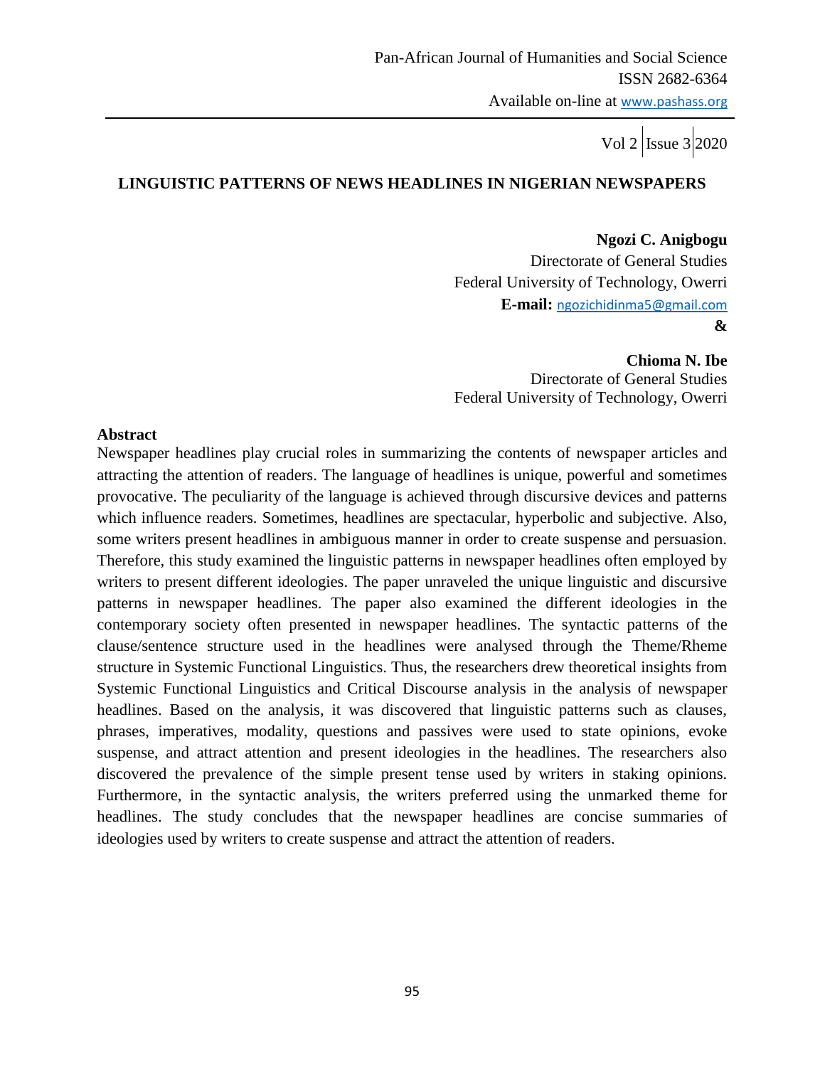# LINGUISTIC PATTERNS OF NEWS HEADLINES IN NIGERIAN NEWSPAPERS

**Ngozi C. Anigbogu**
Directorate of General Studies
Federal University of Technology, Owerri
**E-mail:** ngozichidinma5@gmail.com

**&**

**Chioma N. Ibe**
Directorate of General Studies
Federal University of Technology, Owerri

## Abstract

Newspaper headlines play crucial roles in summarizing the contents of newspaper articles and attracting the attention of readers. The language of headlines is unique, powerful and sometimes provocative. The peculiarity of the language is achieved through discursive devices and patterns which influence readers. Sometimes, headlines are spectacular, hyperbolic and subjective. Also, some writers present headlines in ambiguous manner in order to create suspense and persuasion. Therefore, this study examined the linguistic patterns in newspaper headlines often employed by writers to present different ideologies. The paper unraveled the unique linguistic and discursive patterns in newspaper headlines. The paper also examined the different ideologies in the contemporary society often presented in newspaper headlines. The syntactic patterns of the clause/sentence structure used in the headlines were analysed through the Theme/Rheme structure in Systemic Functional Linguistics. Thus, the researchers drew theoretical insights from Systemic Functional Linguistics and Critical Discourse analysis in the analysis of newspaper headlines. Based on the analysis, it was discovered that linguistic patterns such as clauses, phrases, imperatives, modality, questions and passives were used to state opinions, evoke suspense, and attract attention and present ideologies in the headlines. The researchers also discovered the prevalence of the simple present tense used by writers in staking opinions. Furthermore, in the syntactic analysis, the writers preferred using the unmarked theme for headlines. The study concludes that the newspaper headlines are concise summaries of ideologies used by writers to create suspense and attract the attention of readers.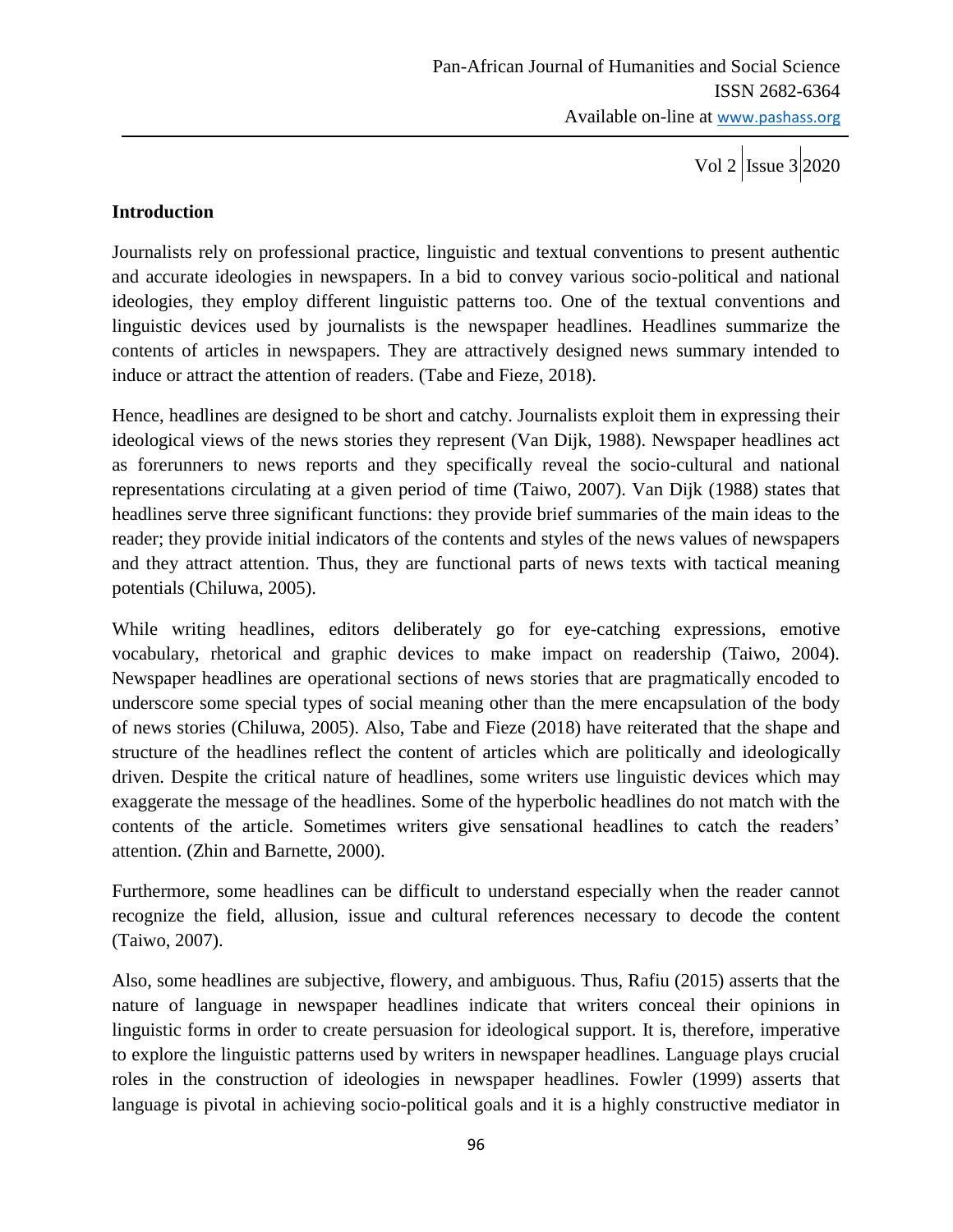## Introduction

Journalists rely on professional practice, linguistic and textual conventions to present authentic and accurate ideologies in newspapers. In a bid to convey various socio-political and national ideologies, they employ different linguistic patterns too. One of the textual conventions and linguistic devices used by journalists is the newspaper headlines. Headlines summarize the contents of articles in newspapers. They are attractively designed news summary intended to induce or attract the attention of readers. (Tabe and Fieze, 2018).

Hence, headlines are designed to be short and catchy. Journalists exploit them in expressing their ideological views of the news stories they represent (Van Dijk, 1988). Newspaper headlines act as forerunners to news reports and they specifically reveal the socio-cultural and national representations circulating at a given period of time (Taiwo, 2007). Van Dijk (1988) states that headlines serve three significant functions: they provide brief summaries of the main ideas to the reader; they provide initial indicators of the contents and styles of the news values of newspapers and they attract attention. Thus, they are functional parts of news texts with tactical meaning potentials (Chiluwa, 2005).

While writing headlines, editors deliberately go for eye-catching expressions, emotive vocabulary, rhetorical and graphic devices to make impact on readership (Taiwo, 2004). Newspaper headlines are operational sections of news stories that are pragmatically encoded to underscore some special types of social meaning other than the mere encapsulation of the body of news stories (Chiluwa, 2005). Also, Tabe and Fieze (2018) have reiterated that the shape and structure of the headlines reflect the content of articles which are politically and ideologically driven. Despite the critical nature of headlines, some writers use linguistic devices which may exaggerate the message of the headlines. Some of the hyperbolic headlines do not match with the contents of the article. Sometimes writers give sensational headlines to catch the readers' attention. (Zhin and Barnette, 2000).

Furthermore, some headlines can be difficult to understand especially when the reader cannot recognize the field, allusion, issue and cultural references necessary to decode the content (Taiwo, 2007).

Also, some headlines are subjective, flowery, and ambiguous. Thus, Rafiu (2015) asserts that the nature of language in newspaper headlines indicate that writers conceal their opinions in linguistic forms in order to create persuasion for ideological support. It is, therefore, imperative to explore the linguistic patterns used by writers in newspaper headlines. Language plays crucial roles in the construction of ideologies in newspaper headlines. Fowler (1999) asserts that language is pivotal in achieving socio-political goals and it is a highly constructive mediator in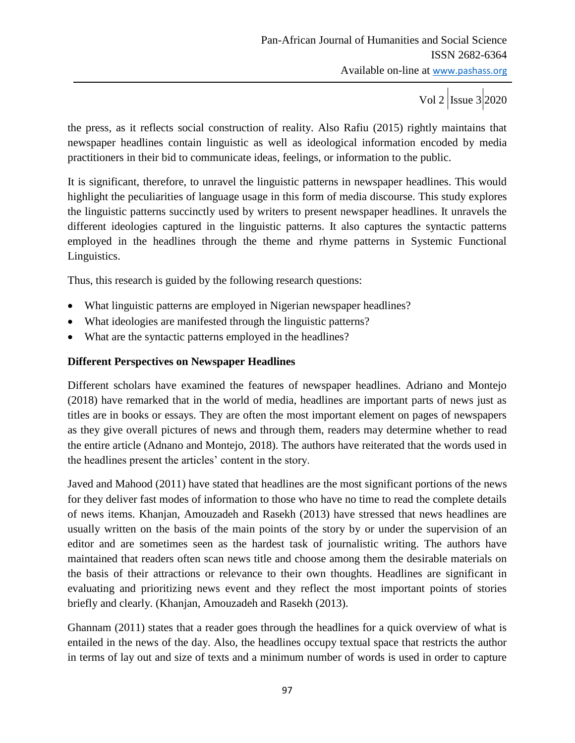the press, as it reflects social construction of reality. Also Rafiu (2015) rightly maintains that newspaper headlines contain linguistic as well as ideological information encoded by media practitioners in their bid to communicate ideas, feelings, or information to the public.

It is significant, therefore, to unravel the linguistic patterns in newspaper headlines. This would highlight the peculiarities of language usage in this form of media discourse. This study explores the linguistic patterns succinctly used by writers to present newspaper headlines. It unravels the different ideologies captured in the linguistic patterns. It also captures the syntactic patterns employed in the headlines through the theme and rhyme patterns in Systemic Functional Linguistics.

Thus, this research is guided by the following research questions:

- What linguistic patterns are employed in Nigerian newspaper headlines?
- What ideologies are manifested through the linguistic patterns?
- What are the syntactic patterns employed in the headlines?

**Different Perspectives on Newspaper Headlines**

Different scholars have examined the features of newspaper headlines. Adriano and Montejo (2018) have remarked that in the world of media, headlines are important parts of news just as titles are in books or essays. They are often the most important element on pages of newspapers as they give overall pictures of news and through them, readers may determine whether to read the entire article (Adnano and Montejo, 2018). The authors have reiterated that the words used in the headlines present the articles' content in the story.

Javed and Mahood (2011) have stated that headlines are the most significant portions of the news for they deliver fast modes of information to those who have no time to read the complete details of news items. Khanjan, Amouzadeh and Rasekh (2013) have stressed that news headlines are usually written on the basis of the main points of the story by or under the supervision of an editor and are sometimes seen as the hardest task of journalistic writing. The authors have maintained that readers often scan news title and choose among them the desirable materials on the basis of their attractions or relevance to their own thoughts. Headlines are significant in evaluating and prioritizing news event and they reflect the most important points of stories briefly and clearly. (Khanjan, Amouzadeh and Rasekh (2013).

Ghannam (2011) states that a reader goes through the headlines for a quick overview of what is entailed in the news of the day. Also, the headlines occupy textual space that restricts the author in terms of lay out and size of texts and a minimum number of words is used in order to capture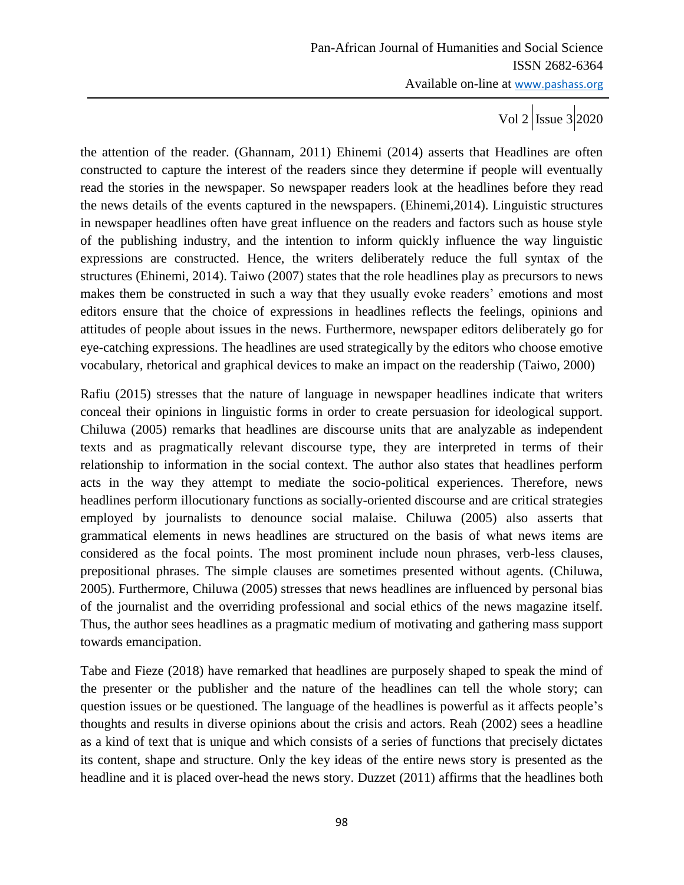the attention of the reader. (Ghannam, 2011) Ehinemi (2014) asserts that Headlines are often constructed to capture the interest of the readers since they determine if people will eventually read the stories in the newspaper. So newspaper readers look at the headlines before they read the news details of the events captured in the newspapers. (Ehinemi,2014). Linguistic structures in newspaper headlines often have great influence on the readers and factors such as house style of the publishing industry, and the intention to inform quickly influence the way linguistic expressions are constructed. Hence, the writers deliberately reduce the full syntax of the structures (Ehinemi, 2014). Taiwo (2007) states that the role headlines play as precursors to news makes them be constructed in such a way that they usually evoke readers' emotions and most editors ensure that the choice of expressions in headlines reflects the feelings, opinions and attitudes of people about issues in the news. Furthermore, newspaper editors deliberately go for eye-catching expressions. The headlines are used strategically by the editors who choose emotive vocabulary, rhetorical and graphical devices to make an impact on the readership (Taiwo, 2000)

Rafiu (2015) stresses that the nature of language in newspaper headlines indicate that writers conceal their opinions in linguistic forms in order to create persuasion for ideological support. Chiluwa (2005) remarks that headlines are discourse units that are analyzable as independent texts and as pragmatically relevant discourse type, they are interpreted in terms of their relationship to information in the social context. The author also states that headlines perform acts in the way they attempt to mediate the socio-political experiences. Therefore, news headlines perform illocutionary functions as socially-oriented discourse and are critical strategies employed by journalists to denounce social malaise. Chiluwa (2005) also asserts that grammatical elements in news headlines are structured on the basis of what news items are considered as the focal points. The most prominent include noun phrases, verb-less clauses, prepositional phrases. The simple clauses are sometimes presented without agents. (Chiluwa, 2005). Furthermore, Chiluwa (2005) stresses that news headlines are influenced by personal bias of the journalist and the overriding professional and social ethics of the news magazine itself. Thus, the author sees headlines as a pragmatic medium of motivating and gathering mass support towards emancipation.

Tabe and Fieze (2018) have remarked that headlines are purposely shaped to speak the mind of the presenter or the publisher and the nature of the headlines can tell the whole story; can question issues or be questioned. The language of the headlines is powerful as it affects people's thoughts and results in diverse opinions about the crisis and actors. Reah (2002) sees a headline as a kind of text that is unique and which consists of a series of functions that precisely dictates its content, shape and structure. Only the key ideas of the entire news story is presented as the headline and it is placed over-head the news story. Duzzet (2011) affirms that the headlines both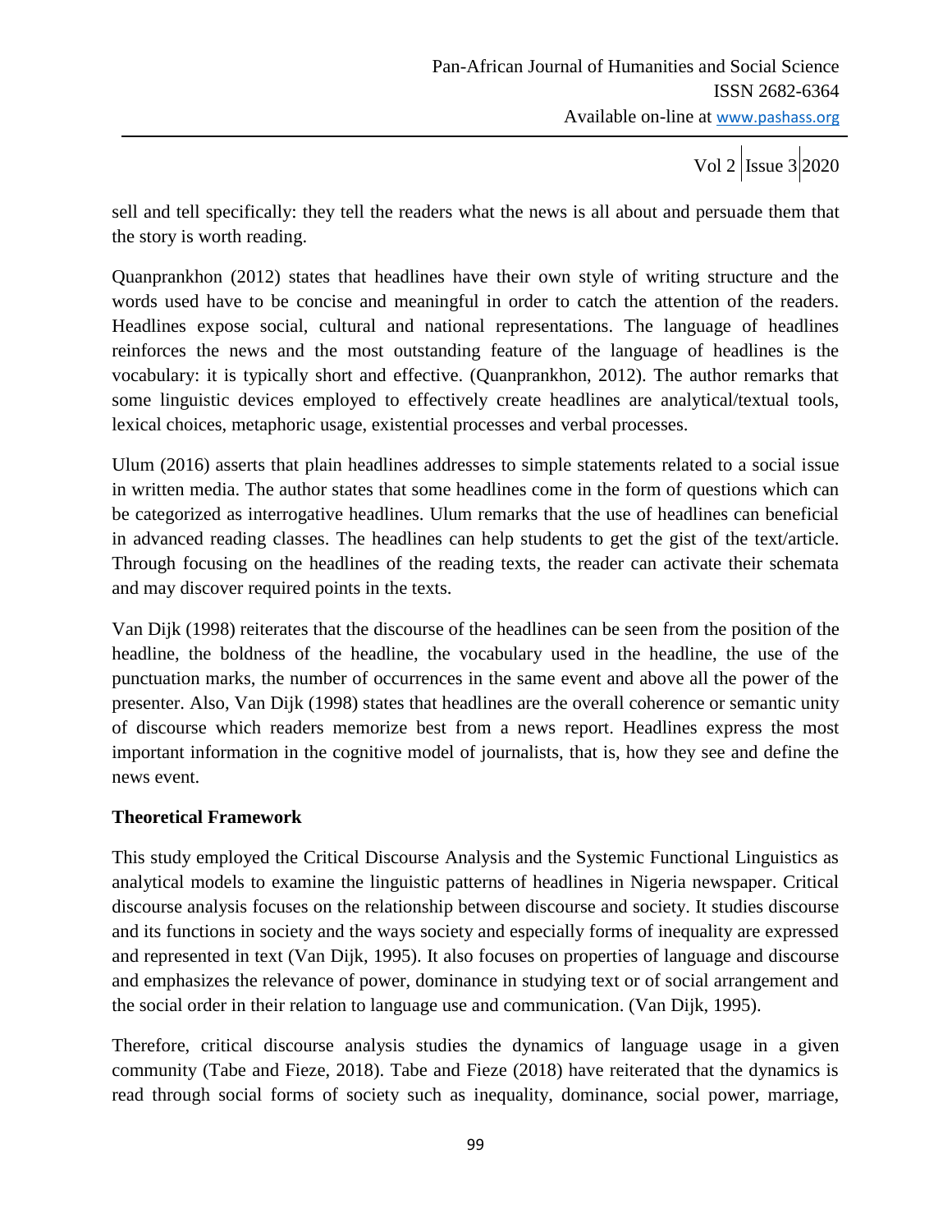sell and tell specifically: they tell the readers what the news is all about and persuade them that the story is worth reading.

Quanprankhon (2012) states that headlines have their own style of writing structure and the words used have to be concise and meaningful in order to catch the attention of the readers. Headlines expose social, cultural and national representations. The language of headlines reinforces the news and the most outstanding feature of the language of headlines is the vocabulary: it is typically short and effective. (Quanprankhon, 2012). The author remarks that some linguistic devices employed to effectively create headlines are analytical/textual tools, lexical choices, metaphoric usage, existential processes and verbal processes.

Ulum (2016) asserts that plain headlines addresses to simple statements related to a social issue in written media. The author states that some headlines come in the form of questions which can be categorized as interrogative headlines. Ulum remarks that the use of headlines can beneficial in advanced reading classes. The headlines can help students to get the gist of the text/article. Through focusing on the headlines of the reading texts, the reader can activate their schemata and may discover required points in the texts.

Van Dijk (1998) reiterates that the discourse of the headlines can be seen from the position of the headline, the boldness of the headline, the vocabulary used in the headline, the use of the punctuation marks, the number of occurrences in the same event and above all the power of the presenter. Also, Van Dijk (1998) states that headlines are the overall coherence or semantic unity of discourse which readers memorize best from a news report. Headlines express the most important information in the cognitive model of journalists, that is, how they see and define the news event.

## Theoretical Framework

This study employed the Critical Discourse Analysis and the Systemic Functional Linguistics as analytical models to examine the linguistic patterns of headlines in Nigeria newspaper. Critical discourse analysis focuses on the relationship between discourse and society. It studies discourse and its functions in society and the ways society and especially forms of inequality are expressed and represented in text (Van Dijk, 1995). It also focuses on properties of language and discourse and emphasizes the relevance of power, dominance in studying text or of social arrangement and the social order in their relation to language use and communication. (Van Dijk, 1995).

Therefore, critical discourse analysis studies the dynamics of language usage in a given community (Tabe and Fieze, 2018). Tabe and Fieze (2018) have reiterated that the dynamics is read through social forms of society such as inequality, dominance, social power, marriage,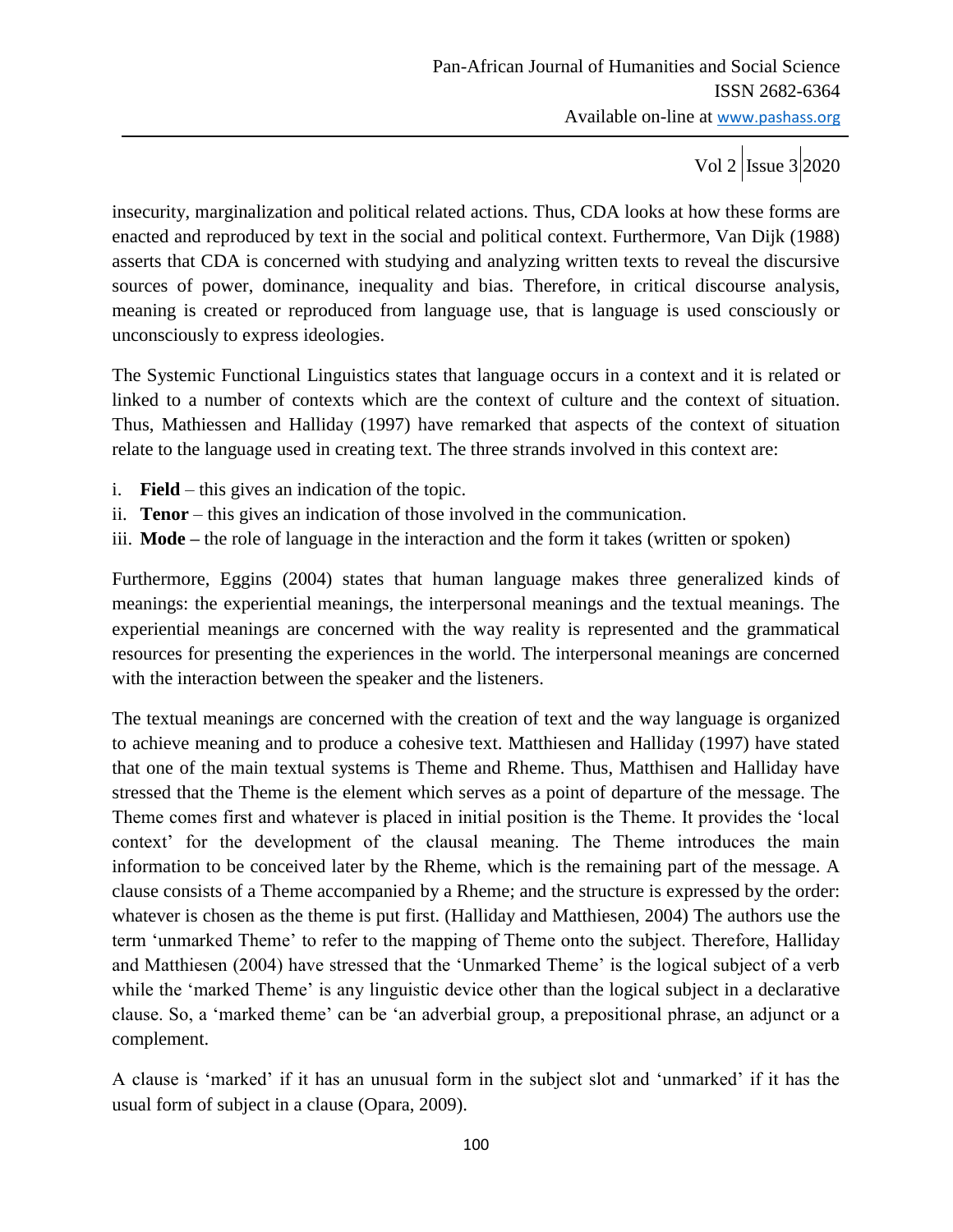insecurity, marginalization and political related actions. Thus, CDA looks at how these forms are enacted and reproduced by text in the social and political context. Furthermore, Van Dijk (1988) asserts that CDA is concerned with studying and analyzing written texts to reveal the discursive sources of power, dominance, inequality and bias. Therefore, in critical discourse analysis, meaning is created or reproduced from language use, that is language is used consciously or unconsciously to express ideologies.

The Systemic Functional Linguistics states that language occurs in a context and it is related or linked to a number of contexts which are the context of culture and the context of situation. Thus, Mathiessen and Halliday (1997) have remarked that aspects of the context of situation relate to the language used in creating text. The three strands involved in this context are:

i. **Field** – this gives an indication of the topic.
ii. **Tenor** – this gives an indication of those involved in the communication.
iii. **Mode –** the role of language in the interaction and the form it takes (written or spoken)

Furthermore, Eggins (2004) states that human language makes three generalized kinds of meanings: the experiential meanings, the interpersonal meanings and the textual meanings. The experiential meanings are concerned with the way reality is represented and the grammatical resources for presenting the experiences in the world. The interpersonal meanings are concerned with the interaction between the speaker and the listeners.

The textual meanings are concerned with the creation of text and the way language is organized to achieve meaning and to produce a cohesive text. Matthiesen and Halliday (1997) have stated that one of the main textual systems is Theme and Rheme. Thus, Matthisen and Halliday have stressed that the Theme is the element which serves as a point of departure of the message. The Theme comes first and whatever is placed in initial position is the Theme. It provides the 'local context' for the development of the clausal meaning. The Theme introduces the main information to be conceived later by the Rheme, which is the remaining part of the message. A clause consists of a Theme accompanied by a Rheme; and the structure is expressed by the order: whatever is chosen as the theme is put first. (Halliday and Matthiesen, 2004) The authors use the term 'unmarked Theme' to refer to the mapping of Theme onto the subject. Therefore, Halliday and Matthiesen (2004) have stressed that the 'Unmarked Theme' is the logical subject of a verb while the 'marked Theme' is any linguistic device other than the logical subject in a declarative clause. So, a 'marked theme' can be 'an adverbial group, a prepositional phrase, an adjunct or a complement.

A clause is 'marked' if it has an unusual form in the subject slot and 'unmarked' if it has the usual form of subject in a clause (Opara, 2009).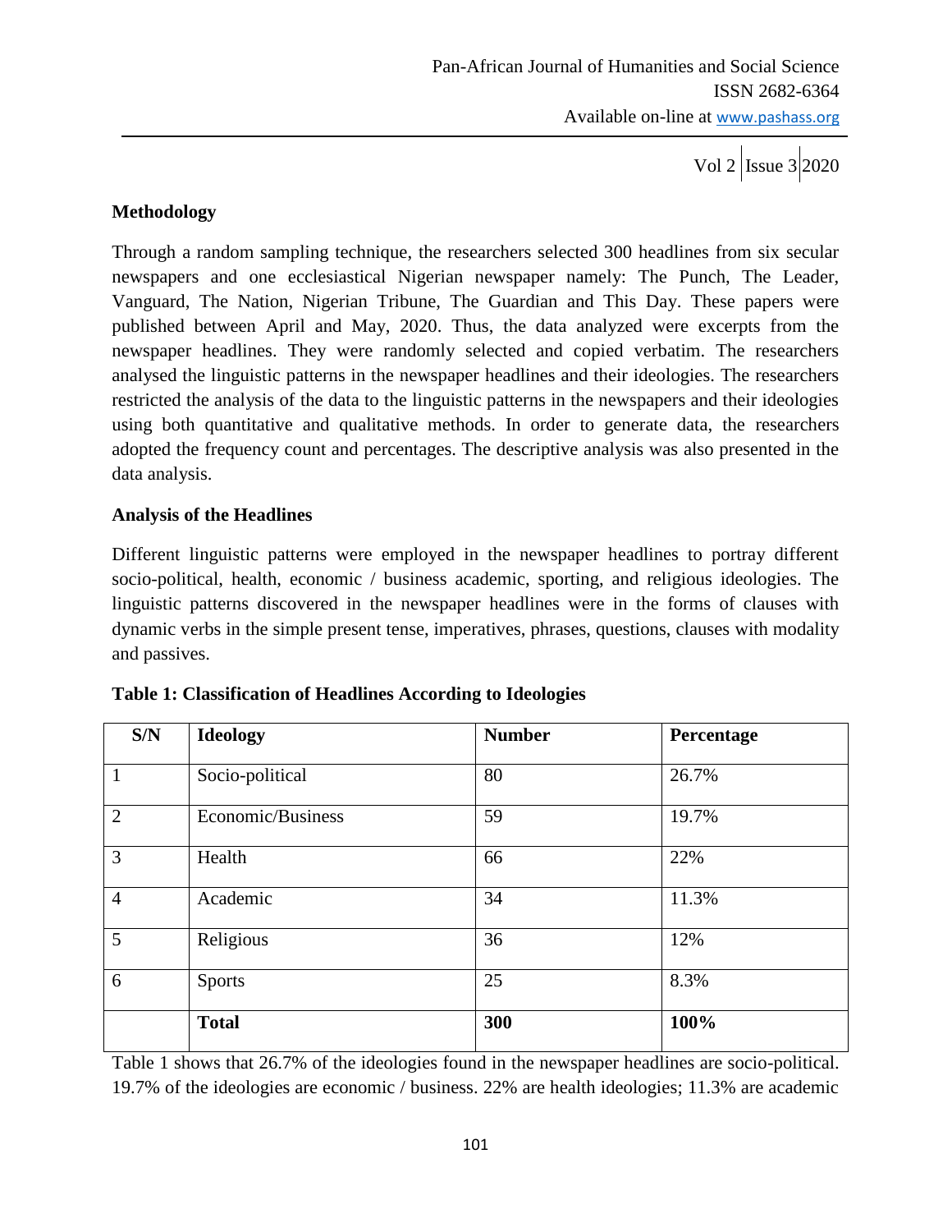## Methodology

Through a random sampling technique, the researchers selected 300 headlines from six secular newspapers and one ecclesiastical Nigerian newspaper namely: The Punch, The Leader, Vanguard, The Nation, Nigerian Tribune, The Guardian and This Day. These papers were published between April and May, 2020. Thus, the data analyzed were excerpts from the newspaper headlines. They were randomly selected and copied verbatim. The researchers analysed the linguistic patterns in the newspaper headlines and their ideologies. The researchers restricted the analysis of the data to the linguistic patterns in the newspapers and their ideologies using both quantitative and qualitative methods. In order to generate data, the researchers adopted the frequency count and percentages. The descriptive analysis was also presented in the data analysis.

## Analysis of the Headlines

Different linguistic patterns were employed in the newspaper headlines to portray different socio-political, health, economic / business academic, sporting, and religious ideologies. The linguistic patterns discovered in the newspaper headlines were in the forms of clauses with dynamic verbs in the simple present tense, imperatives, phrases, questions, clauses with modality and passives.

**Table 1: Classification of Headlines According to Ideologies**

| S/N | Ideology | Number | Percentage |
|---|---|---|---|
| 1 | Socio-political | 80 | 26.7% |
| 2 | Economic/Business | 59 | 19.7% |
| 3 | Health | 66 | 22% |
| 4 | Academic | 34 | 11.3% |
| 5 | Religious | 36 | 12% |
| 6 | Sports | 25 | 8.3% |
| | **Total** | **300** | **100%** |

Table 1 shows that 26.7% of the ideologies found in the newspaper headlines are socio-political. 19.7% of the ideologies are economic / business. 22% are health ideologies; 11.3% are academic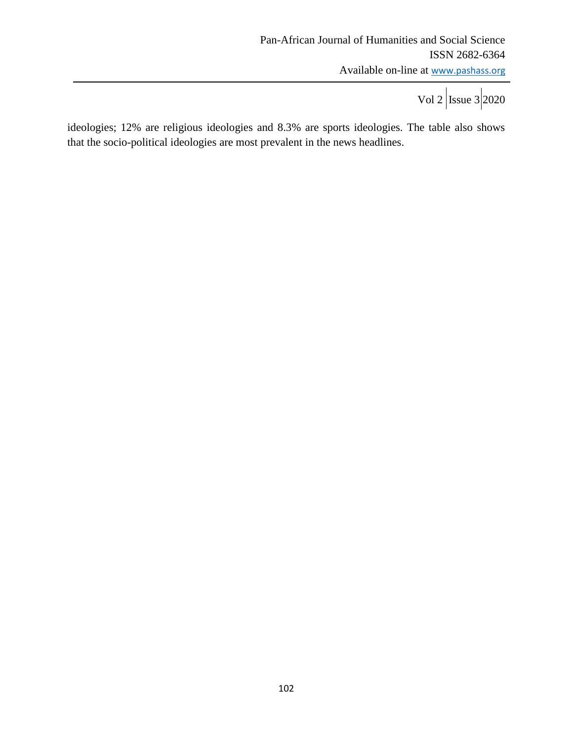ideologies; 12% are religious ideologies and 8.3% are sports ideologies. The table also shows that the socio-political ideologies are most prevalent in the news headlines.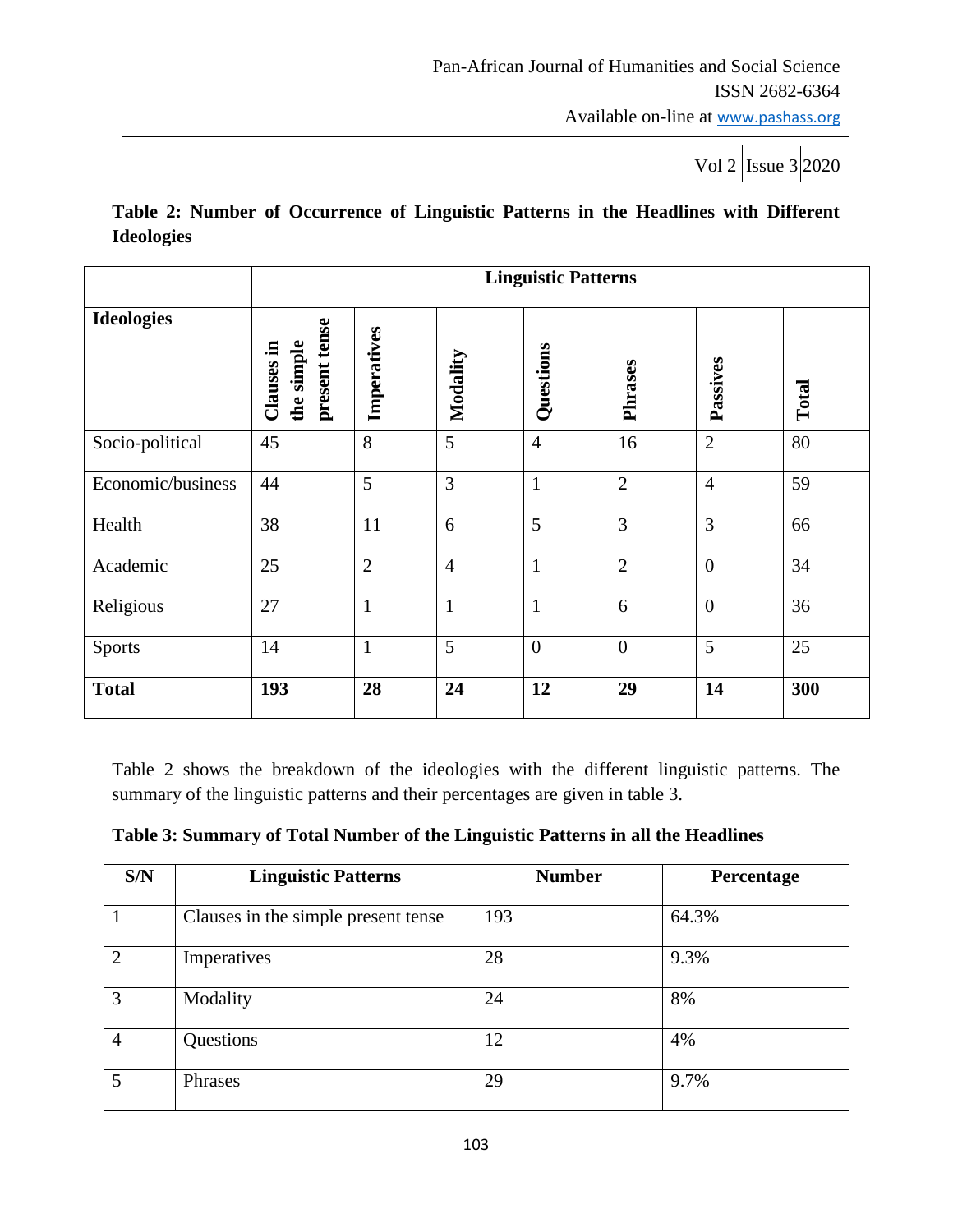**Table 2: Number of Occurrence of Linguistic Patterns in the Headlines with Different Ideologies**

| | Linguistic Patterns | | | | | | |
|---|---|---|---|---|---|---|---|
| **Ideologies** | **Clauses in the simple present tense** | **Imperatives** | **Modality** | **Questions** | **Phrases** | **Passives** | **Total** |
| Socio-political | 45 | 8 | 5 | 4 | 16 | 2 | 80 |
| Economic/business | 44 | 5 | 3 | 1 | 2 | 4 | 59 |
| Health | 38 | 11 | 6 | 5 | 3 | 3 | 66 |
| Academic | 25 | 2 | 4 | 1 | 2 | 0 | 34 |
| Religious | 27 | 1 | 1 | 1 | 6 | 0 | 36 |
| Sports | 14 | 1 | 5 | 0 | 0 | 5 | 25 |
| **Total** | **193** | **28** | **24** | **12** | **29** | **14** | **300** |

Table 2 shows the breakdown of the ideologies with the different linguistic patterns. The summary of the linguistic patterns and their percentages are given in table 3.

**Table 3: Summary of Total Number of the Linguistic Patterns in all the Headlines**

| S/N | Linguistic Patterns | Number | Percentage |
|---|---|---|---|
| 1 | Clauses in the simple present tense | 193 | 64.3% |
| 2 | Imperatives | 28 | 9.3% |
| 3 | Modality | 24 | 8% |
| 4 | Questions | 12 | 4% |
| 5 | Phrases | 29 | 9.7% |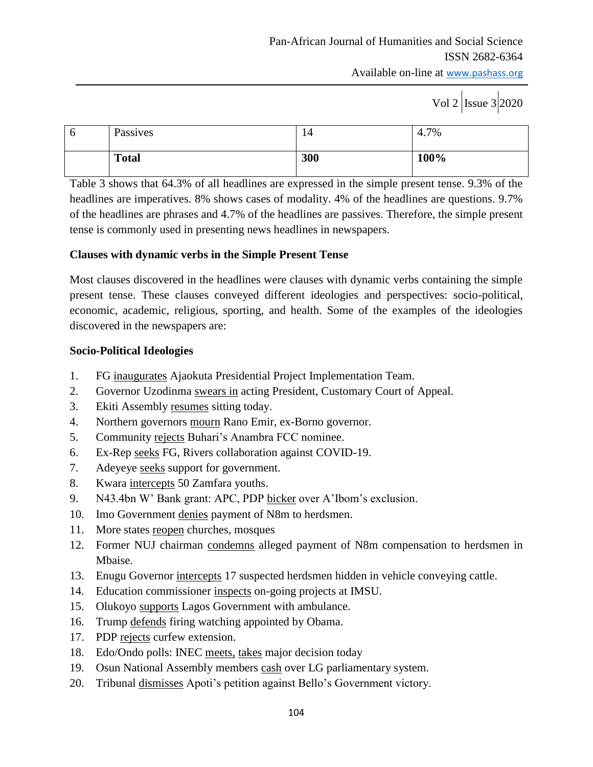| 6 | Passives | 14 | 4.7% |
| --- | --- | --- | --- |
| | **Total** | **300** | **100%** |

Table 3 shows that 64.3% of all headlines are expressed in the simple present tense. 9.3% of the headlines are imperatives. 8% shows cases of modality. 4% of the headlines are questions. 9.7% of the headlines are phrases and 4.7% of the headlines are passives. Therefore, the simple present tense is commonly used in presenting news headlines in newspapers.

**Clauses with dynamic verbs in the Simple Present Tense**

Most clauses discovered in the headlines were clauses with dynamic verbs containing the simple present tense. These clauses conveyed different ideologies and perspectives: socio-political, economic, academic, religious, sporting, and health. Some of the examples of the ideologies discovered in the newspapers are:

**Socio-Political Ideologies**

1. FG <u>inaugurates</u> Ajaokuta Presidential Project Implementation Team.
2. Governor Uzodinma <u>swears in</u> acting President, Customary Court of Appeal.
3. Ekiti Assembly <u>resumes</u> sitting today.
4. Northern governors <u>mourn</u> Rano Emir, ex-Borno governor.
5. Community <u>rejects</u> Buhari's Anambra FCC nominee.
6. Ex-Rep <u>seeks</u> FG, Rivers collaboration against COVID-19.
7. Adeyeye <u>seeks</u> support for government.
8. Kwara <u>intercepts</u> 50 Zamfara youths.
9. N43.4bn W' Bank grant: APC, PDP <u>bicker</u> over A'Ibom's exclusion.
10. Imo Government <u>denies</u> payment of N8m to herdsmen.
11. More states <u>reopen</u> churches, mosques
12. Former NUJ chairman <u>condemns</u> alleged payment of N8m compensation to herdsmen in Mbaise.
13. Enugu Governor <u>intercepts</u> 17 suspected herdsmen hidden in vehicle conveying cattle.
14. Education commissioner <u>inspects</u> on-going projects at IMSU.
15. Olukoyo <u>supports</u> Lagos Government with ambulance.
16. Trump <u>defends</u> firing watching appointed by Obama.
17. PDP <u>rejects</u> curfew extension.
18. Edo/Ondo polls: INEC <u>meets,</u> <u>takes</u> major decision today
19. Osun National Assembly members <u>cash</u> over LG parliamentary system.
20. Tribunal <u>dismisses</u> Apoti's petition against Bello's Government victory.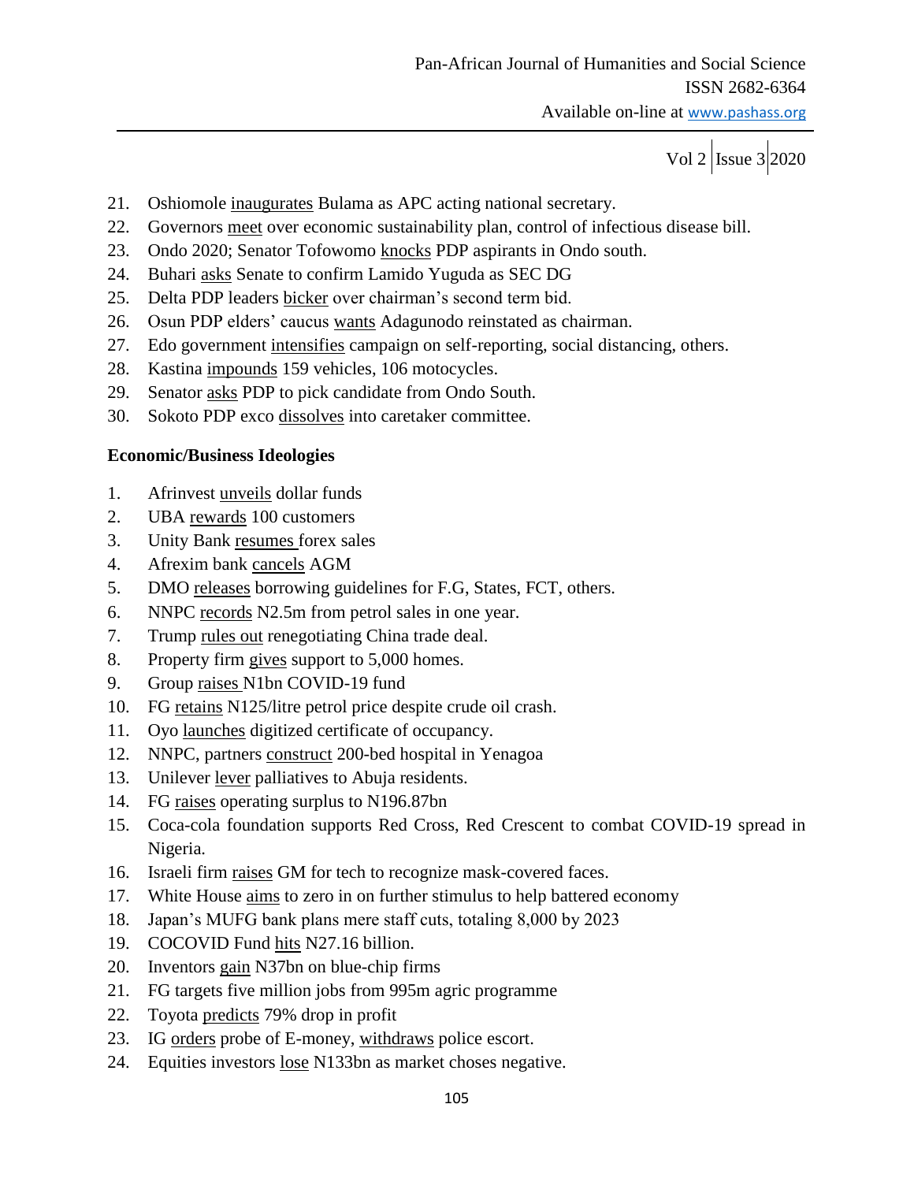21. Oshiomole <u>inaugurates</u> Bulama as APC acting national secretary.
22. Governors <u>meet</u> over economic sustainability plan, control of infectious disease bill.
23. Ondo 2020; Senator Tofowomo <u>knocks</u> PDP aspirants in Ondo south.
24. Buhari <u>asks</u> Senate to confirm Lamido Yuguda as SEC DG
25. Delta PDP leaders <u>bicker</u> over chairman's second term bid.
26. Osun PDP elders' caucus <u>wants</u> Adagunodo reinstated as chairman.
27. Edo government <u>intensifies</u> campaign on self-reporting, social distancing, others.
28. Kastina <u>impounds</u> 159 vehicles, 106 motocycles.
29. Senator <u>asks</u> PDP to pick candidate from Ondo South.
30. Sokoto PDP exco <u>dissolves</u> into caretaker committee.

**Economic/Business Ideologies**

1. Afrinvest <u>unveils</u> dollar funds
2. UBA <u>rewards</u> 100 customers
3. Unity Bank <u>resumes</u> forex sales
4. Afrexim bank <u>cancels</u> AGM
5. DMO <u>releases</u> borrowing guidelines for F.G, States, FCT, others.
6. NNPC <u>records</u> N2.5m from petrol sales in one year.
7. Trump <u>rules out</u> renegotiating China trade deal.
8. Property firm <u>gives</u> support to 5,000 homes.
9. Group <u>raises</u> N1bn COVID-19 fund
10. FG <u>retains</u> N125/litre petrol price despite crude oil crash.
11. Oyo <u>launches</u> digitized certificate of occupancy.
12. NNPC, partners <u>construct</u> 200-bed hospital in Yenagoa
13. Unilever <u>lever</u> palliatives to Abuja residents.
14. FG <u>raises</u> operating surplus to N196.87bn
15. Coca-cola foundation supports Red Cross, Red Crescent to combat COVID-19 spread in Nigeria.
16. Israeli firm <u>raises</u> GM for tech to recognize mask-covered faces.
17. White House <u>aims</u> to zero in on further stimulus to help battered economy
18. Japan's MUFG bank plans mere staff cuts, totaling 8,000 by 2023
19. COCOVID Fund <u>hits</u> N27.16 billion.
20. Inventors <u>gain</u> N37bn on blue-chip firms
21. FG targets five million jobs from 995m agric programme
22. Toyota <u>predicts</u> 79% drop in profit
23. IG <u>orders</u> probe of E-money, <u>withdraws</u> police escort.
24. Equities investors <u>lose</u> N133bn as market choses negative.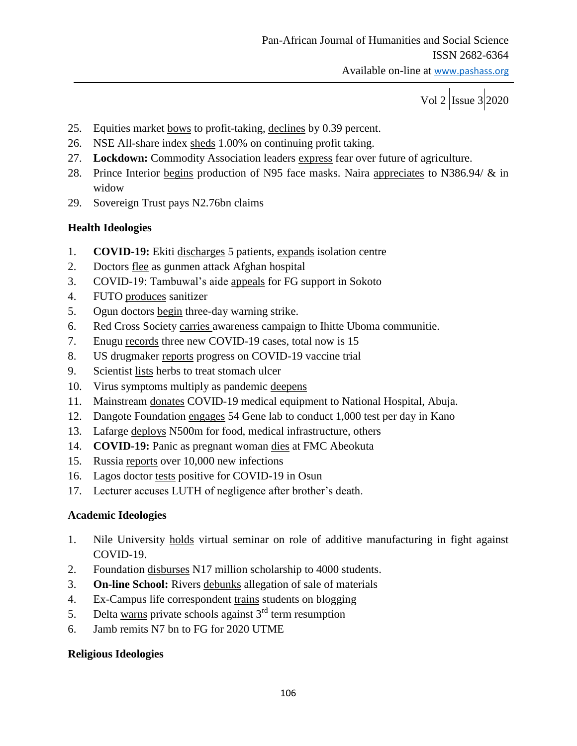25. Equities market <u>bows</u> to profit-taking, <u>declines</u> by 0.39 percent.
26. NSE All-share index <u>sheds</u> 1.00% on continuing profit taking.
27. **Lockdown:** Commodity Association leaders <u>express</u> fear over future of agriculture.
28. Prince Interior <u>begins</u> production of N95 face masks. Naira <u>appreciates</u> to N386.94/ & in widow
29. Sovereign Trust pays N2.76bn claims

**Health Ideologies**

1. **COVID-19:** Ekiti <u>discharges</u> 5 patients, <u>expands</u> isolation centre
2. Doctors <u>flee</u> as gunmen attack Afghan hospital
3. COVID-19: Tambuwal's aide <u>appeals</u> for FG support in Sokoto
4. FUTO <u>produces</u> sanitizer
5. Ogun doctors <u>begin</u> three-day warning strike.
6. Red Cross Society <u>carries</u> awareness campaign to Ihitte Uboma communitie.
7. Enugu <u>records</u> three new COVID-19 cases, total now is 15
8. US drugmaker <u>reports</u> progress on COVID-19 vaccine trial
9. Scientist <u>lists</u> herbs to treat stomach ulcer
10. Virus symptoms multiply as pandemic <u>deepens</u>
11. Mainstream <u>donates</u> COVID-19 medical equipment to National Hospital, Abuja.
12. Dangote Foundation <u>engages</u> 54 Gene lab to conduct 1,000 test per day in Kano
13. Lafarge <u>deploys</u> N500m for food, medical infrastructure, others
14. **COVID-19:** Panic as pregnant woman <u>dies</u> at FMC Abeokuta
15. Russia <u>reports</u> over 10,000 new infections
16. Lagos doctor <u>tests</u> positive for COVID-19 in Osun
17. Lecturer accuses LUTH of negligence after brother's death.

**Academic Ideologies**

1. Nile University <u>holds</u> virtual seminar on role of additive manufacturing in fight against COVID-19.
2. Foundation <u>disburses</u> N17 million scholarship to 4000 students.
3. **On-line School:** Rivers <u>debunks</u> allegation of sale of materials
4. Ex-Campus life correspondent <u>trains</u> students on blogging
5. Delta <u>warns</u> private schools against 3rd term resumption
6. Jamb remits N7 bn to FG for 2020 UTME

**Religious Ideologies**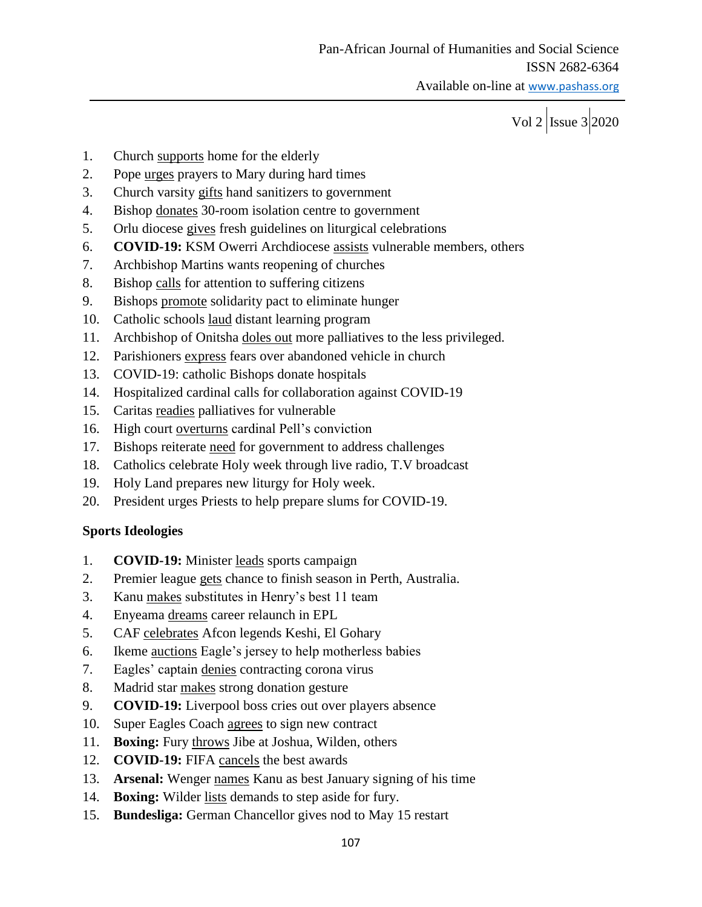1. Church <u>supports</u> home for the elderly
2. Pope <u>urges</u> prayers to Mary during hard times
3. Church varsity <u>gifts</u> hand sanitizers to government
4. Bishop <u>donates</u> 30-room isolation centre to government
5. Orlu diocese <u>gives</u> fresh guidelines on liturgical celebrations
6. **COVID-19:** KSM Owerri Archdiocese <u>assists</u> vulnerable members, others
7. Archbishop Martins wants reopening of churches
8. Bishop <u>calls</u> for attention to suffering citizens
9. Bishops <u>promote</u> solidarity pact to eliminate hunger
10. Catholic schools <u>laud</u> distant learning program
11. Archbishop of Onitsha <u>doles out</u> more palliatives to the less privileged.
12. Parishioners <u>express</u> fears over abandoned vehicle in church
13. COVID-19: catholic Bishops donate hospitals
14. Hospitalized cardinal calls for collaboration against COVID-19
15. Caritas <u>readies</u> palliatives for vulnerable
16. High court <u>overturns</u> cardinal Pell's conviction
17. Bishops reiterate <u>need</u> for government to address challenges
18. Catholics celebrate Holy week through live radio, T.V broadcast
19. Holy Land prepares new liturgy for Holy week.
20. President urges Priests to help prepare slums for COVID-19.

**Sports Ideologies**

1. **COVID-19:** Minister <u>leads</u> sports campaign
2. Premier league <u>gets</u> chance to finish season in Perth, Australia.
3. Kanu <u>makes</u> substitutes in Henry's best 11 team
4. Enyeama <u>dreams</u> career relaunch in EPL
5. CAF <u>celebrates</u> Afcon legends Keshi, El Gohary
6. Ikeme <u>auctions</u> Eagle's jersey to help motherless babies
7. Eagles' captain <u>denies</u> contracting corona virus
8. Madrid star <u>makes</u> strong donation gesture
9. **COVID-19:** Liverpool boss cries out over players absence
10. Super Eagles Coach <u>agrees</u> to sign new contract
11. **Boxing:** Fury <u>throws</u> Jibe at Joshua, Wilden, others
12. **COVID-19:** FIFA <u>cancels</u> the best awards
13. **Arsenal:** Wenger <u>names</u> Kanu as best January signing of his time
14. **Boxing:** Wilder <u>lists</u> demands to step aside for fury.
15. **Bundesliga:** German Chancellor gives nod to May 15 restart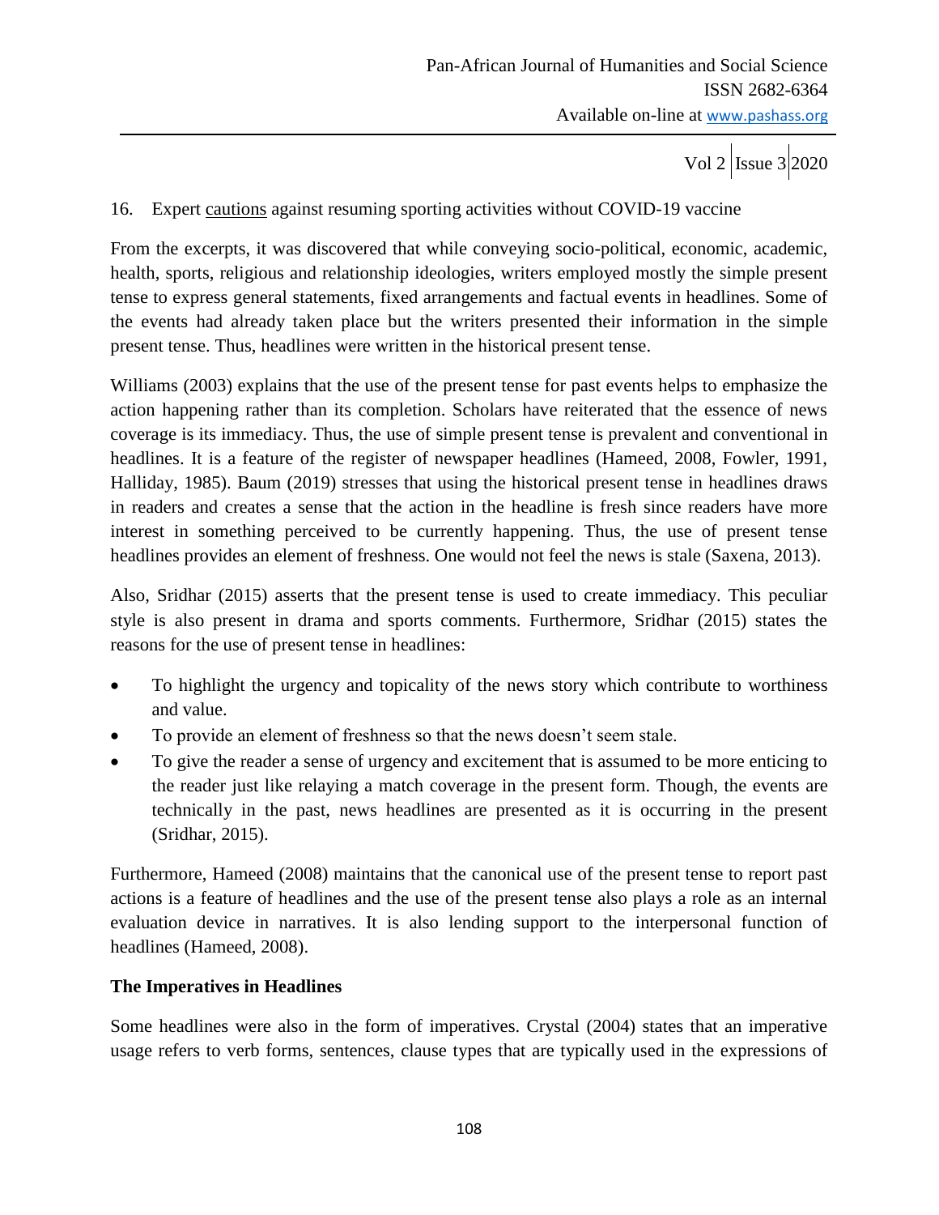16. Expert <u>cautions</u> against resuming sporting activities without COVID-19 vaccine

From the excerpts, it was discovered that while conveying socio-political, economic, academic, health, sports, religious and relationship ideologies, writers employed mostly the simple present tense to express general statements, fixed arrangements and factual events in headlines. Some of the events had already taken place but the writers presented their information in the simple present tense. Thus, headlines were written in the historical present tense.

Williams (2003) explains that the use of the present tense for past events helps to emphasize the action happening rather than its completion. Scholars have reiterated that the essence of news coverage is its immediacy. Thus, the use of simple present tense is prevalent and conventional in headlines. It is a feature of the register of newspaper headlines (Hameed, 2008, Fowler, 1991, Halliday, 1985). Baum (2019) stresses that using the historical present tense in headlines draws in readers and creates a sense that the action in the headline is fresh since readers have more interest in something perceived to be currently happening. Thus, the use of present tense headlines provides an element of freshness. One would not feel the news is stale (Saxena, 2013).

Also, Sridhar (2015) asserts that the present tense is used to create immediacy. This peculiar style is also present in drama and sports comments. Furthermore, Sridhar (2015) states the reasons for the use of present tense in headlines:

- To highlight the urgency and topicality of the news story which contribute to worthiness and value.
- To provide an element of freshness so that the news doesn't seem stale.
- To give the reader a sense of urgency and excitement that is assumed to be more enticing to the reader just like relaying a match coverage in the present form. Though, the events are technically in the past, news headlines are presented as it is occurring in the present (Sridhar, 2015).

Furthermore, Hameed (2008) maintains that the canonical use of the present tense to report past actions is a feature of headlines and the use of the present tense also plays a role as an internal evaluation device in narratives. It is also lending support to the interpersonal function of headlines (Hameed, 2008).

**The Imperatives in Headlines**

Some headlines were also in the form of imperatives. Crystal (2004) states that an imperative usage refers to verb forms, sentences, clause types that are typically used in the expressions of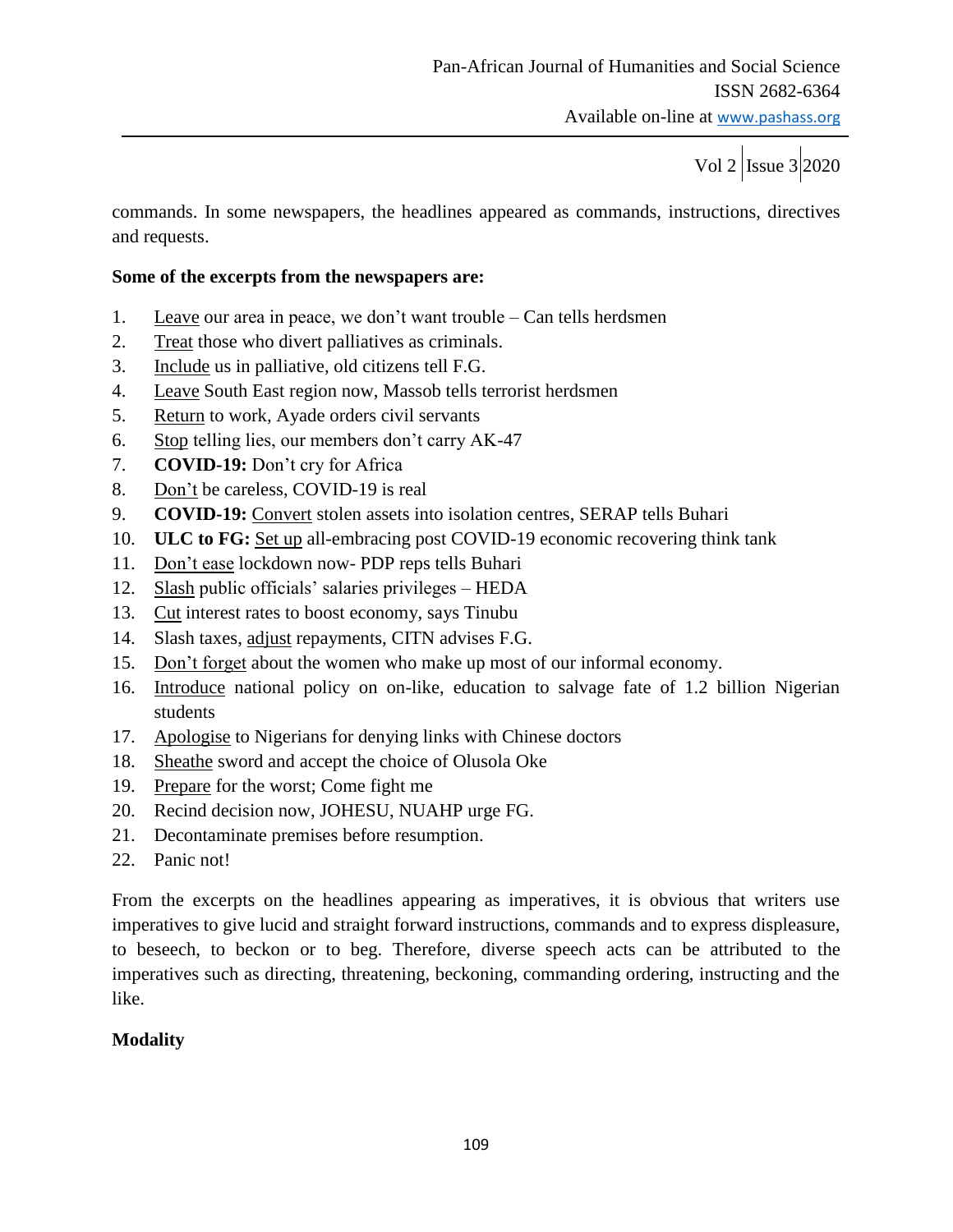commands. In some newspapers, the headlines appeared as commands, instructions, directives and requests.

**Some of the excerpts from the newspapers are:**

1. <u>Leave</u> our area in peace, we don't want trouble – Can tells herdsmen
2. <u>Treat</u> those who divert palliatives as criminals.
3. <u>Include</u> us in palliative, old citizens tell F.G.
4. <u>Leave</u> South East region now, Massob tells terrorist herdsmen
5. <u>Return</u> to work, Ayade orders civil servants
6. <u>Stop</u> telling lies, our members don't carry AK-47
7. **COVID-19:** Don't cry for Africa
8. <u>Don't</u> be careless, COVID-19 is real
9. **COVID-19:** <u>Convert</u> stolen assets into isolation centres, SERAP tells Buhari
10. **ULC to FG:** <u>Set up</u> all-embracing post COVID-19 economic recovering think tank
11. <u>Don't ease</u> lockdown now- PDP reps tells Buhari
12. <u>Slash</u> public officials' salaries privileges – HEDA
13. <u>Cut</u> interest rates to boost economy, says Tinubu
14. Slash taxes, <u>adjust</u> repayments, CITN advises F.G.
15. <u>Don't forget</u> about the women who make up most of our informal economy.
16. <u>Introduce</u> national policy on on-like, education to salvage fate of 1.2 billion Nigerian students
17. <u>Apologise</u> to Nigerians for denying links with Chinese doctors
18. <u>Sheathe</u> sword and accept the choice of Olusola Oke
19. <u>Prepare</u> for the worst; Come fight me
20. Recind decision now, JOHESU, NUAHP urge FG.
21. Decontaminate premises before resumption.
22. Panic not!

From the excerpts on the headlines appearing as imperatives, it is obvious that writers use imperatives to give lucid and straight forward instructions, commands and to express displeasure, to beseech, to beckon or to beg. Therefore, diverse speech acts can be attributed to the imperatives such as directing, threatening, beckoning, commanding ordering, instructing and the like.

**Modality**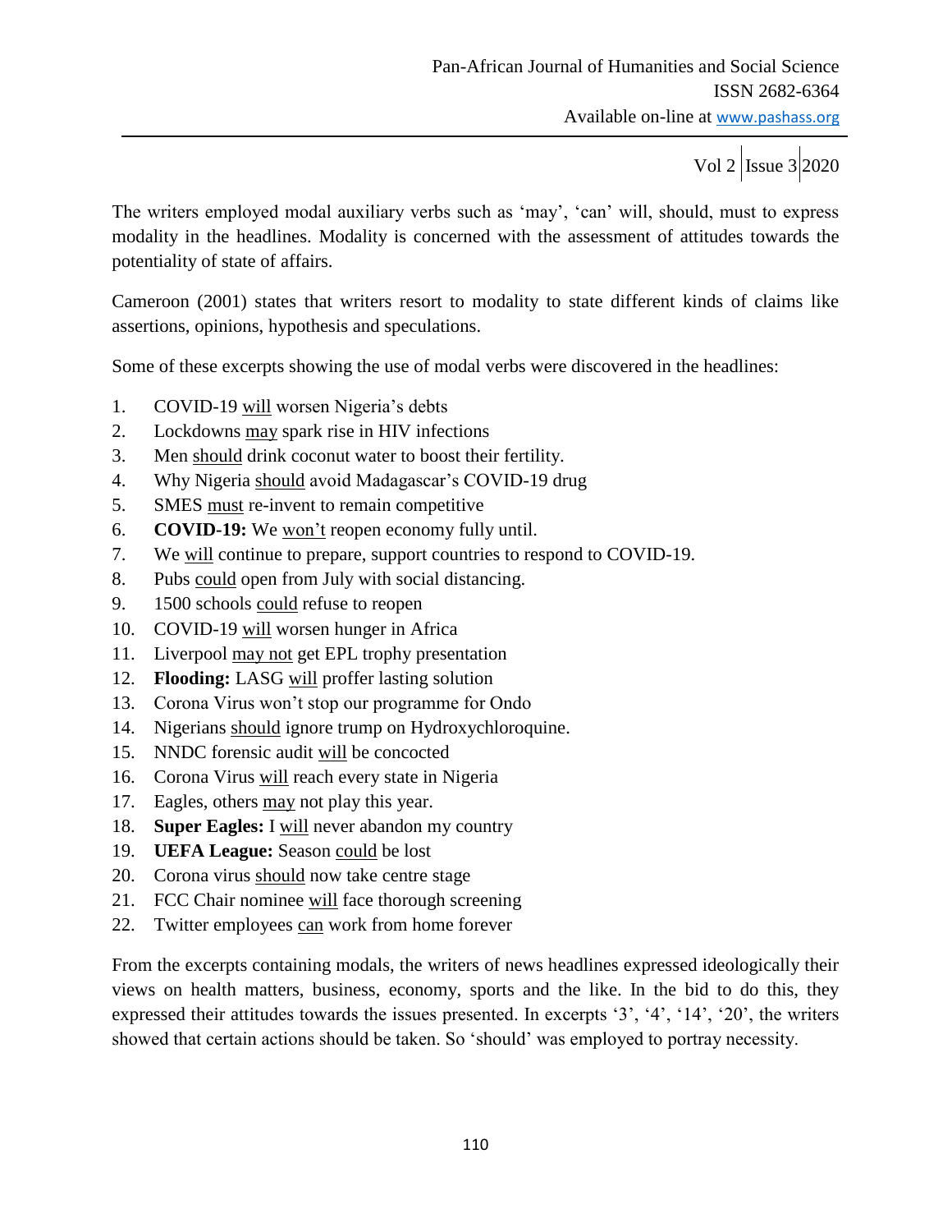The writers employed modal auxiliary verbs such as 'may', 'can' will, should, must to express modality in the headlines. Modality is concerned with the assessment of attitudes towards the potentiality of state of affairs.

Cameroon (2001) states that writers resort to modality to state different kinds of claims like assertions, opinions, hypothesis and speculations.

Some of these excerpts showing the use of modal verbs were discovered in the headlines:

1. COVID-19 <u>will</u> worsen Nigeria's debts
2. Lockdowns <u>may</u> spark rise in HIV infections
3. Men <u>should</u> drink coconut water to boost their fertility.
4. Why Nigeria <u>should</u> avoid Madagascar's COVID-19 drug
5. SMES <u>must</u> re-invent to remain competitive
6. **COVID-19:** We <u>won't</u> reopen economy fully until.
7. We <u>will</u> continue to prepare, support countries to respond to COVID-19.
8. Pubs <u>could</u> open from July with social distancing.
9. 1500 schools <u>could</u> refuse to reopen
10. COVID-19 <u>will</u> worsen hunger in Africa
11. Liverpool <u>may not</u> get EPL trophy presentation
12. **Flooding:** LASG <u>will</u> proffer lasting solution
13. Corona Virus won't stop our programme for Ondo
14. Nigerians <u>should</u> ignore trump on Hydroxychloroquine.
15. NNDC forensic audit <u>will</u> be concocted
16. Corona Virus <u>will</u> reach every state in Nigeria
17. Eagles, others <u>may</u> not play this year.
18. **Super Eagles:** I <u>will</u> never abandon my country
19. **UEFA League:** Season <u>could</u> be lost
20. Corona virus <u>should</u> now take centre stage
21. FCC Chair nominee <u>will</u> face thorough screening
22. Twitter employees <u>can</u> work from home forever

From the excerpts containing modals, the writers of news headlines expressed ideologically their views on health matters, business, economy, sports and the like. In the bid to do this, they expressed their attitudes towards the issues presented. In excerpts '3', '4', '14', '20', the writers showed that certain actions should be taken. So 'should' was employed to portray necessity.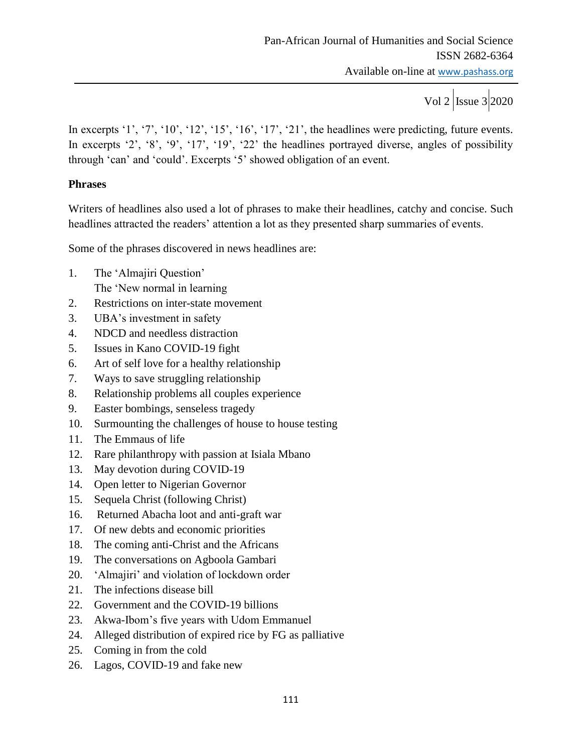In excerpts '1', '7', '10', '12', '15', '16', '17', '21', the headlines were predicting, future events. In excerpts '2', '8', '9', '17', '19', '22' the headlines portrayed diverse, angles of possibility through 'can' and 'could'. Excerpts '5' showed obligation of an event.

**Phrases**

Writers of headlines also used a lot of phrases to make their headlines, catchy and concise. Such headlines attracted the readers' attention a lot as they presented sharp summaries of events.

Some of the phrases discovered in news headlines are:

1. The 'Almajiri Question'
   The 'New normal in learning
2. Restrictions on inter-state movement
3. UBA's investment in safety
4. NDCD and needless distraction
5. Issues in Kano COVID-19 fight
6. Art of self love for a healthy relationship
7. Ways to save struggling relationship
8. Relationship problems all couples experience
9. Easter bombings, senseless tragedy
10. Surmounting the challenges of house to house testing
11. The Emmaus of life
12. Rare philanthropy with passion at Isiala Mbano
13. May devotion during COVID-19
14. Open letter to Nigerian Governor
15. Sequela Christ (following Christ)
16. Returned Abacha loot and anti-graft war
17. Of new debts and economic priorities
18. The coming anti-Christ and the Africans
19. The conversations on Agboola Gambari
20. 'Almajiri' and violation of lockdown order
21. The infections disease bill
22. Government and the COVID-19 billions
23. Akwa-Ibom's five years with Udom Emmanuel
24. Alleged distribution of expired rice by FG as palliative
25. Coming in from the cold
26. Lagos, COVID-19 and fake new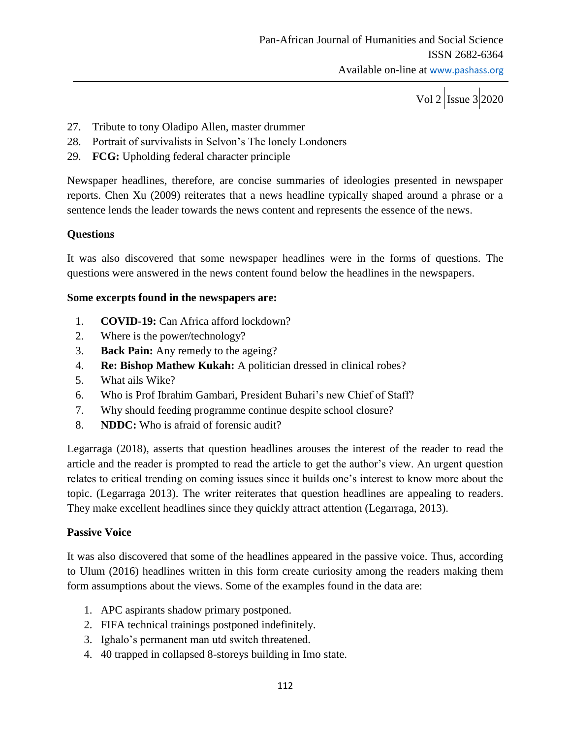27. Tribute to tony Oladipo Allen, master drummer
28. Portrait of survivalists in Selvon's The lonely Londoners
29. **FCG:** Upholding federal character principle

Newspaper headlines, therefore, are concise summaries of ideologies presented in newspaper reports. Chen Xu (2009) reiterates that a news headline typically shaped around a phrase or a sentence lends the leader towards the news content and represents the essence of the news.

**Questions**

It was also discovered that some newspaper headlines were in the forms of questions. The questions were answered in the news content found below the headlines in the newspapers.

**Some excerpts found in the newspapers are:**

1. **COVID-19:** Can Africa afford lockdown?
2. Where is the power/technology?
3. **Back Pain:** Any remedy to the ageing?
4. **Re: Bishop Mathew Kukah:** A politician dressed in clinical robes?
5. What ails Wike?
6. Who is Prof Ibrahim Gambari, President Buhari's new Chief of Staff?
7. Why should feeding programme continue despite school closure?
8. **NDDC:** Who is afraid of forensic audit?

Legarraga (2018), asserts that question headlines arouses the interest of the reader to read the article and the reader is prompted to read the article to get the author's view. An urgent question relates to critical trending on coming issues since it builds one's interest to know more about the topic. (Legarraga 2013). The writer reiterates that question headlines are appealing to readers. They make excellent headlines since they quickly attract attention (Legarraga, 2013).

**Passive Voice**

It was also discovered that some of the headlines appeared in the passive voice. Thus, according to Ulum (2016) headlines written in this form create curiosity among the readers making them form assumptions about the views. Some of the examples found in the data are:

1. APC aspirants shadow primary postponed.
2. FIFA technical trainings postponed indefinitely.
3. Ighalo's permanent man utd switch threatened.
4. 40 trapped in collapsed 8-storeys building in Imo state.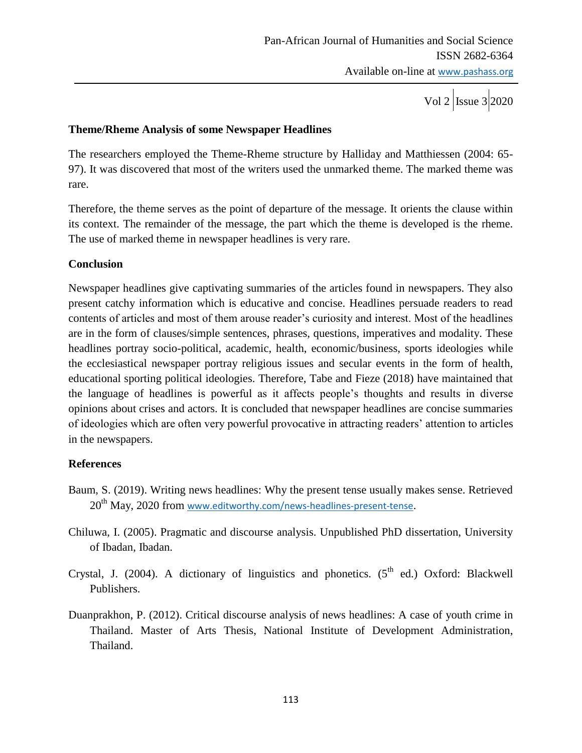**Theme/Rheme Analysis of some Newspaper Headlines**

The researchers employed the Theme-Rheme structure by Halliday and Matthiessen (2004: 65-97). It was discovered that most of the writers used the unmarked theme. The marked theme was rare.

Therefore, the theme serves as the point of departure of the message. It orients the clause within its context. The remainder of the message, the part which the theme is developed is the rheme. The use of marked theme in newspaper headlines is very rare.

**Conclusion**

Newspaper headlines give captivating summaries of the articles found in newspapers. They also present catchy information which is educative and concise. Headlines persuade readers to read contents of articles and most of them arouse reader's curiosity and interest. Most of the headlines are in the form of clauses/simple sentences, phrases, questions, imperatives and modality. These headlines portray socio-political, academic, health, economic/business, sports ideologies while the ecclesiastical newspaper portray religious issues and secular events in the form of health, educational sporting political ideologies. Therefore, Tabe and Fieze (2018) have maintained that the language of headlines is powerful as it affects people's thoughts and results in diverse opinions about crises and actors. It is concluded that newspaper headlines are concise summaries of ideologies which are often very powerful provocative in attracting readers' attention to articles in the newspapers.

**References**

Baum, S. (2019). Writing news headlines: Why the present tense usually makes sense. Retrieved 20th May, 2020 from www.editworthy.com/news-headlines-present-tense.

Chiluwa, I. (2005). Pragmatic and discourse analysis. Unpublished PhD dissertation, University of Ibadan, Ibadan.

Crystal, J. (2004). A dictionary of linguistics and phonetics. (5th ed.) Oxford: Blackwell Publishers.

Duanprakhon, P. (2012). Critical discourse analysis of news headlines: A case of youth crime in Thailand. Master of Arts Thesis, National Institute of Development Administration, Thailand.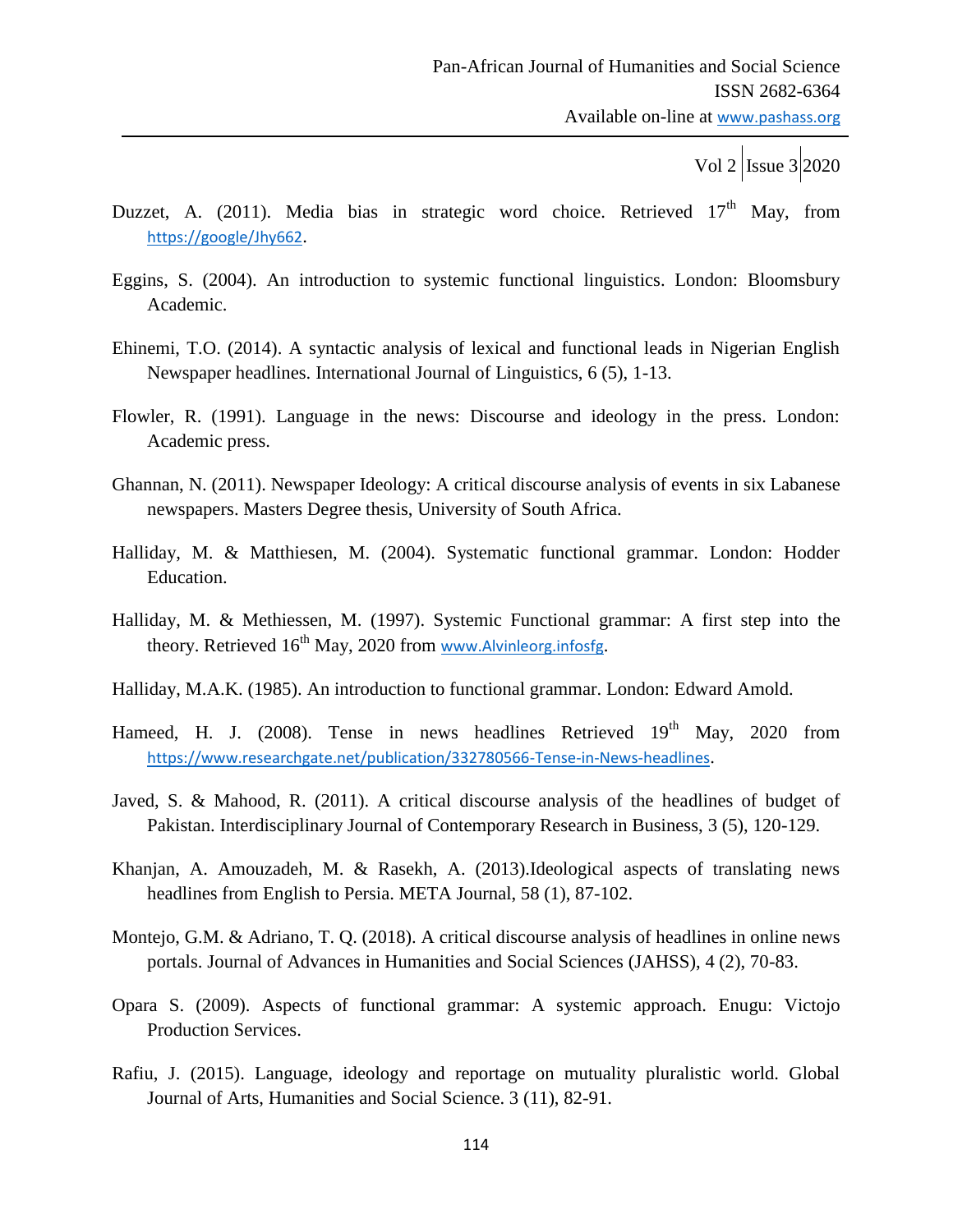Duzzet, A. (2011). Media bias in strategic word choice. Retrieved 17th May, from https://google/Jhy662.

Eggins, S. (2004). An introduction to systemic functional linguistics. London: Bloomsbury Academic.

Ehinemi, T.O. (2014). A syntactic analysis of lexical and functional leads in Nigerian English Newspaper headlines. International Journal of Linguistics, 6 (5), 1-13.

Flowler, R. (1991). Language in the news: Discourse and ideology in the press. London: Academic press.

Ghannan, N. (2011). Newspaper Ideology: A critical discourse analysis of events in six Labanese newspapers. Masters Degree thesis, University of South Africa.

Halliday, M. & Matthiesen, M. (2004). Systematic functional grammar. London: Hodder Education.

Halliday, M. & Methiessen, M. (1997). Systemic Functional grammar: A first step into the theory. Retrieved 16th May, 2020 from www.Alvinleorg.infosfg.

Halliday, M.A.K. (1985). An introduction to functional grammar. London: Edward Amold.

Hameed, H. J. (2008). Tense in news headlines Retrieved 19th May, 2020 from https://www.researchgate.net/publication/332780566-Tense-in-News-headlines.

Javed, S. & Mahood, R. (2011). A critical discourse analysis of the headlines of budget of Pakistan. Interdisciplinary Journal of Contemporary Research in Business, 3 (5), 120-129.

Khanjan, A. Amouzadeh, M. & Rasekh, A. (2013).Ideological aspects of translating news headlines from English to Persia. META Journal, 58 (1), 87-102.

Montejo, G.M. & Adriano, T. Q. (2018). A critical discourse analysis of headlines in online news portals. Journal of Advances in Humanities and Social Sciences (JAHSS), 4 (2), 70-83.

Opara S. (2009). Aspects of functional grammar: A systemic approach. Enugu: Victojo Production Services.

Rafiu, J. (2015). Language, ideology and reportage on mutuality pluralistic world. Global Journal of Arts, Humanities and Social Science. 3 (11), 82-91.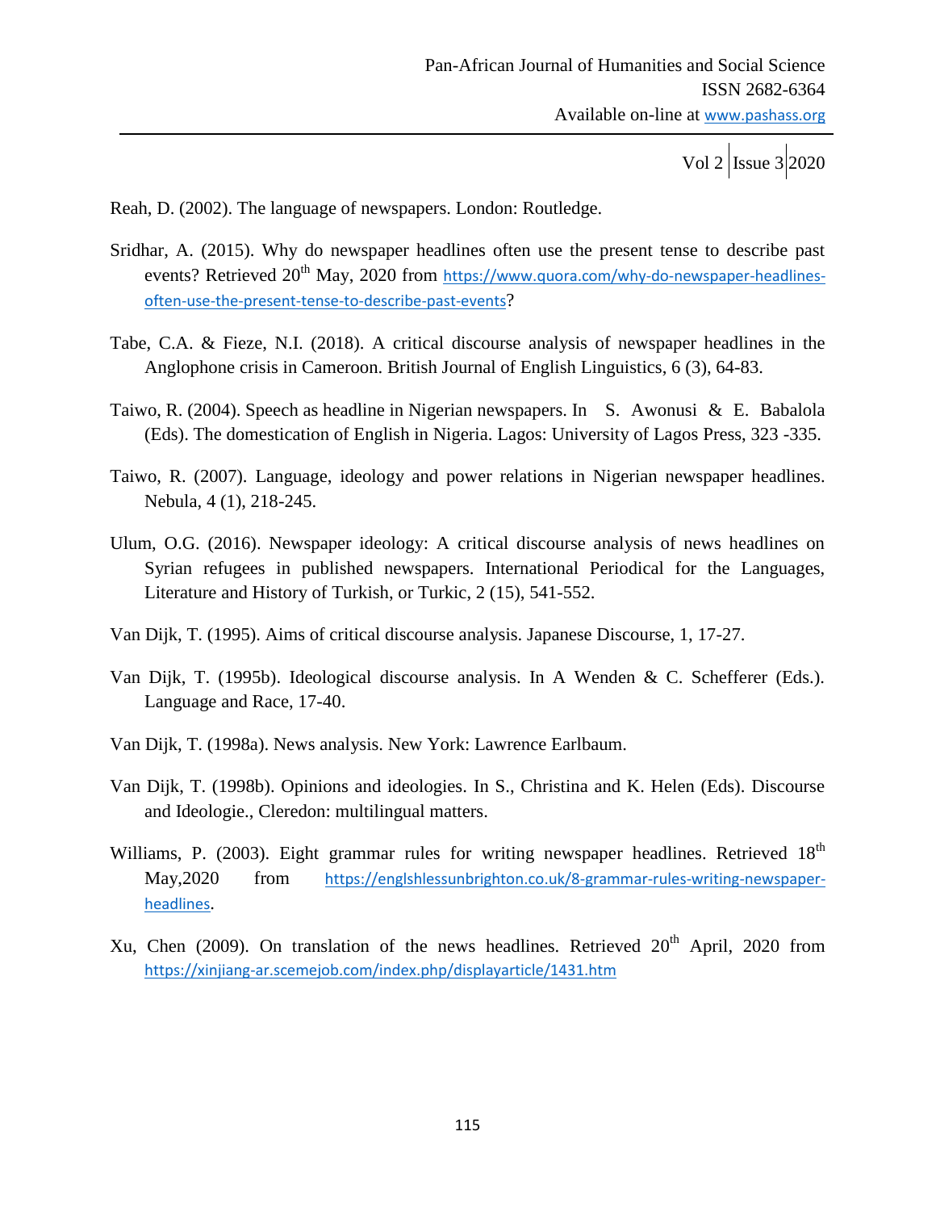Reah, D. (2002). The language of newspapers. London: Routledge.

Sridhar, A. (2015). Why do newspaper headlines often use the present tense to describe past events? Retrieved 20th May, 2020 from https://www.quora.com/why-do-newspaper-headlines-often-use-the-present-tense-to-describe-past-events?

Tabe, C.A. & Fieze, N.I. (2018). A critical discourse analysis of newspaper headlines in the Anglophone crisis in Cameroon. British Journal of English Linguistics, 6 (3), 64-83.

Taiwo, R. (2004). Speech as headline in Nigerian newspapers. In S. Awonusi & E. Babalola (Eds). The domestication of English in Nigeria. Lagos: University of Lagos Press, 323 -335.

Taiwo, R. (2007). Language, ideology and power relations in Nigerian newspaper headlines. Nebula, 4 (1), 218-245.

Ulum, O.G. (2016). Newspaper ideology: A critical discourse analysis of news headlines on Syrian refugees in published newspapers. International Periodical for the Languages, Literature and History of Turkish, or Turkic, 2 (15), 541-552.

Van Dijk, T. (1995). Aims of critical discourse analysis. Japanese Discourse, 1, 17-27.

Van Dijk, T. (1995b). Ideological discourse analysis. In A Wenden & C. Schefferer (Eds.). Language and Race, 17-40.

Van Dijk, T. (1998a). News analysis. New York: Lawrence Earlbaum.

Van Dijk, T. (1998b). Opinions and ideologies. In S., Christina and K. Helen (Eds). Discourse and Ideologie., Cleredon: multilingual matters.

Williams, P. (2003). Eight grammar rules for writing newspaper headlines. Retrieved 18th May,2020 from https://englshlessunbrighton.co.uk/8-grammar-rules-writing-newspaper-headlines.

Xu, Chen (2009). On translation of the news headlines. Retrieved 20th April, 2020 from https://xinjiang-ar.scemejob.com/index.php/displayarticle/1431.htm